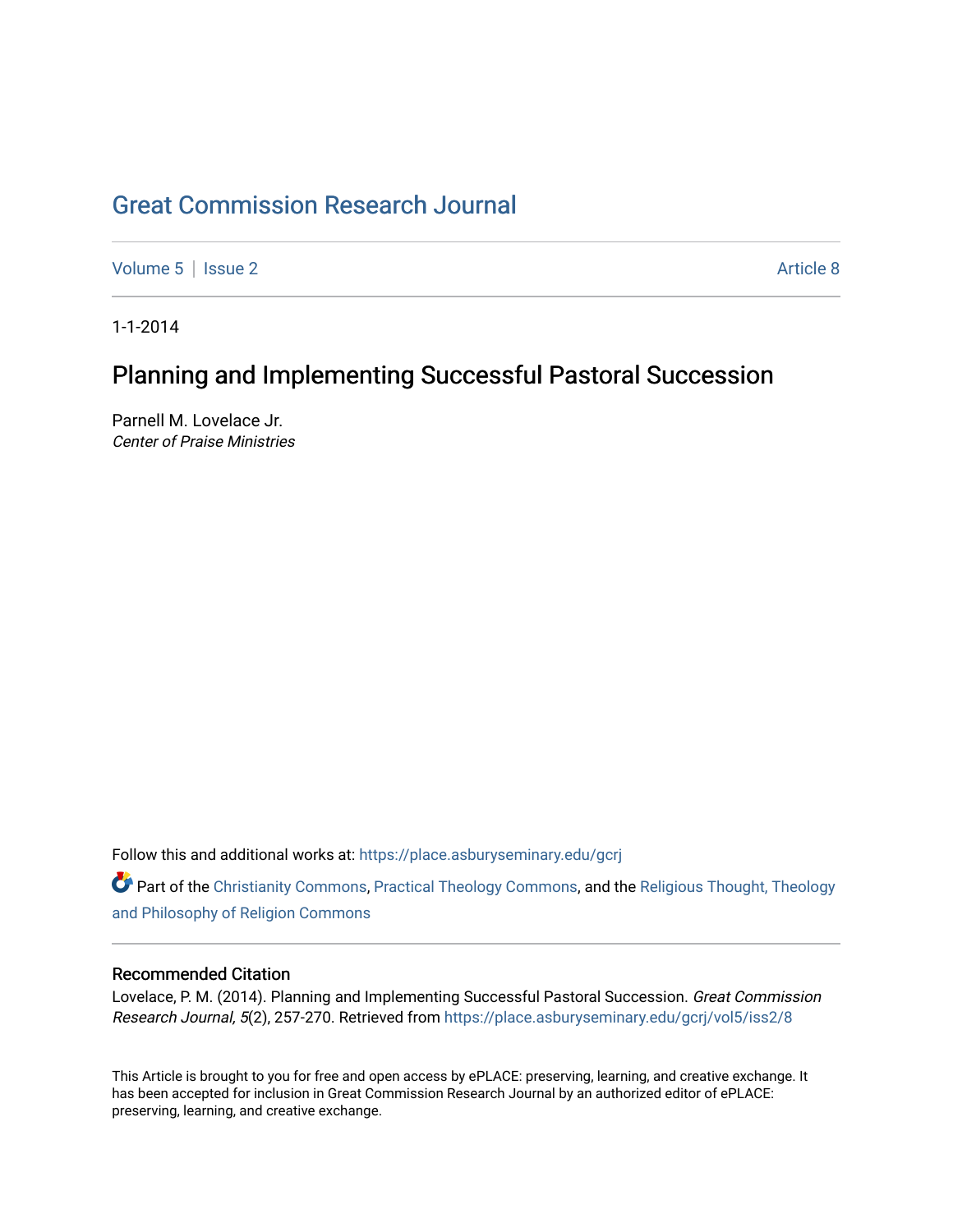# Great Commission Research Journal

Volume 5 | Issue 2 Article 8

1-1-2014

## Planning and Implementing Successful Pastoral Succession

Parnell M. Lovelace Jr.
*Center of Praise Ministries*

Follow this and additional works at: https://place.asburyseminary.edu/gcrj

Part of the Christianity Commons, Practical Theology Commons, and the Religious Thought, Theology and Philosophy of Religion Commons

### Recommended Citation

Lovelace, P. M. (2014). Planning and Implementing Successful Pastoral Succession. *Great Commission Research Journal, 5*(2), 257-270. Retrieved from https://place.asburyseminary.edu/gcrj/vol5/iss2/8

This Article is brought to you for free and open access by ePLACE: preserving, learning, and creative exchange. It has been accepted for inclusion in Great Commission Research Journal by an authorized editor of ePLACE: preserving, learning, and creative exchange.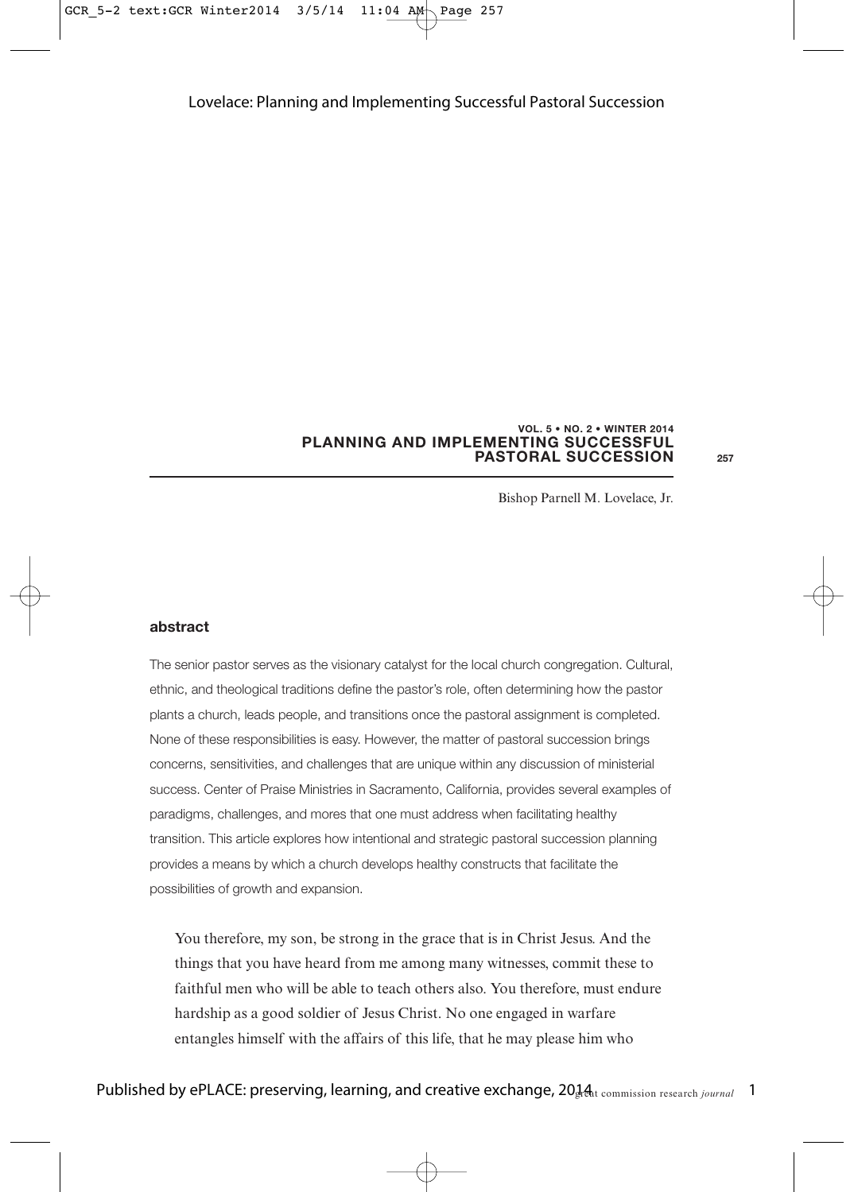# PLANNING AND IMPLEMENTING SUCCESSFUL PASTORAL SUCCESSION

Bishop Parnell M. Lovelace, Jr.

## abstract

The senior pastor serves as the visionary catalyst for the local church congregation. Cultural, ethnic, and theological traditions define the pastor's role, often determining how the pastor plants a church, leads people, and transitions once the pastoral assignment is completed. None of these responsibilities is easy. However, the matter of pastoral succession brings concerns, sensitivities, and challenges that are unique within any discussion of ministerial success. Center of Praise Ministries in Sacramento, California, provides several examples of paradigms, challenges, and mores that one must address when facilitating healthy transition. This article explores how intentional and strategic pastoral succession planning provides a means by which a church develops healthy constructs that facilitate the possibilities of growth and expansion.

> You therefore, my son, be strong in the grace that is in Christ Jesus. And the things that you have heard from me among many witnesses, commit these to faithful men who will be able to teach others also. You therefore, must endure hardship as a good soldier of Jesus Christ. No one engaged in warfare entangles himself with the affairs of this life, that he may please him who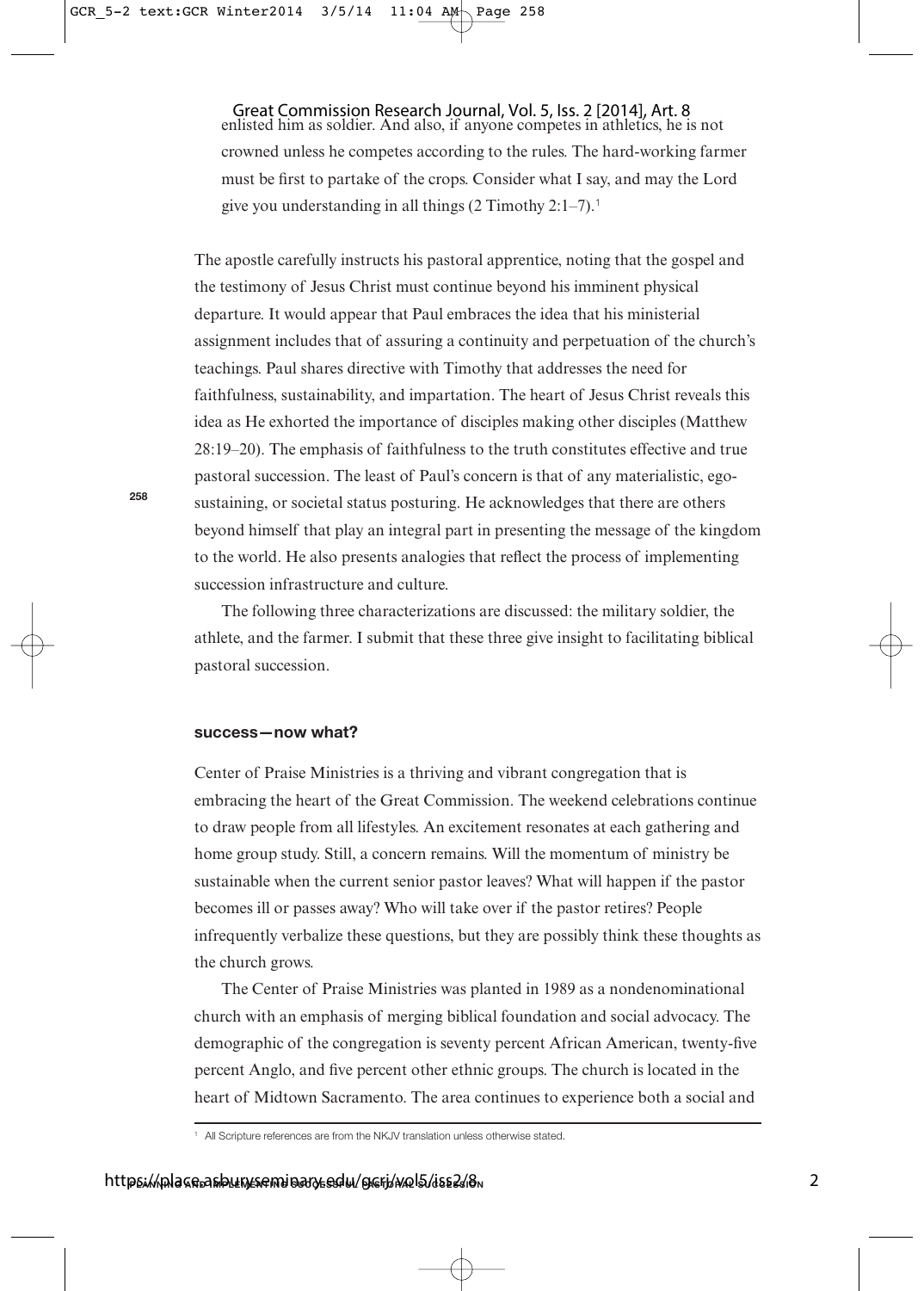enlisted him as soldier. And also, if anyone competes in athletics, he is not crowned unless he competes according to the rules. The hard-working farmer must be first to partake of the crops. Consider what I say, and may the Lord give you understanding in all things (2 Timothy 2:1–7).[1]

The apostle carefully instructs his pastoral apprentice, noting that the gospel and the testimony of Jesus Christ must continue beyond his imminent physical departure. It would appear that Paul embraces the idea that his ministerial assignment includes that of assuring a continuity and perpetuation of the church's teachings. Paul shares directive with Timothy that addresses the need for faithfulness, sustainability, and impartation. The heart of Jesus Christ reveals this idea as He exhorted the importance of disciples making other disciples (Matthew 28:19–20). The emphasis of faithfulness to the truth constitutes effective and true pastoral succession. The least of Paul's concern is that of any materialistic, ego-sustaining, or societal status posturing. He acknowledges that there are others beyond himself that play an integral part in presenting the message of the kingdom to the world. He also presents analogies that reflect the process of implementing succession infrastructure and culture.

The following three characterizations are discussed: the military soldier, the athlete, and the farmer. I submit that these three give insight to facilitating biblical pastoral succession.

### success—now what?

Center of Praise Ministries is a thriving and vibrant congregation that is embracing the heart of the Great Commission. The weekend celebrations continue to draw people from all lifestyles. An excitement resonates at each gathering and home group study. Still, a concern remains. Will the momentum of ministry be sustainable when the current senior pastor leaves? What will happen if the pastor becomes ill or passes away? Who will take over if the pastor retires? People infrequently verbalize these questions, but they are possibly think these thoughts as the church grows.

The Center of Praise Ministries was planted in 1989 as a nondenominational church with an emphasis of merging biblical foundation and social advocacy. The demographic of the congregation is seventy percent African American, twenty-five percent Anglo, and five percent other ethnic groups. The church is located in the heart of Midtown Sacramento. The area continues to experience both a social and

[1] All Scripture references are from the NKJV translation unless otherwise stated.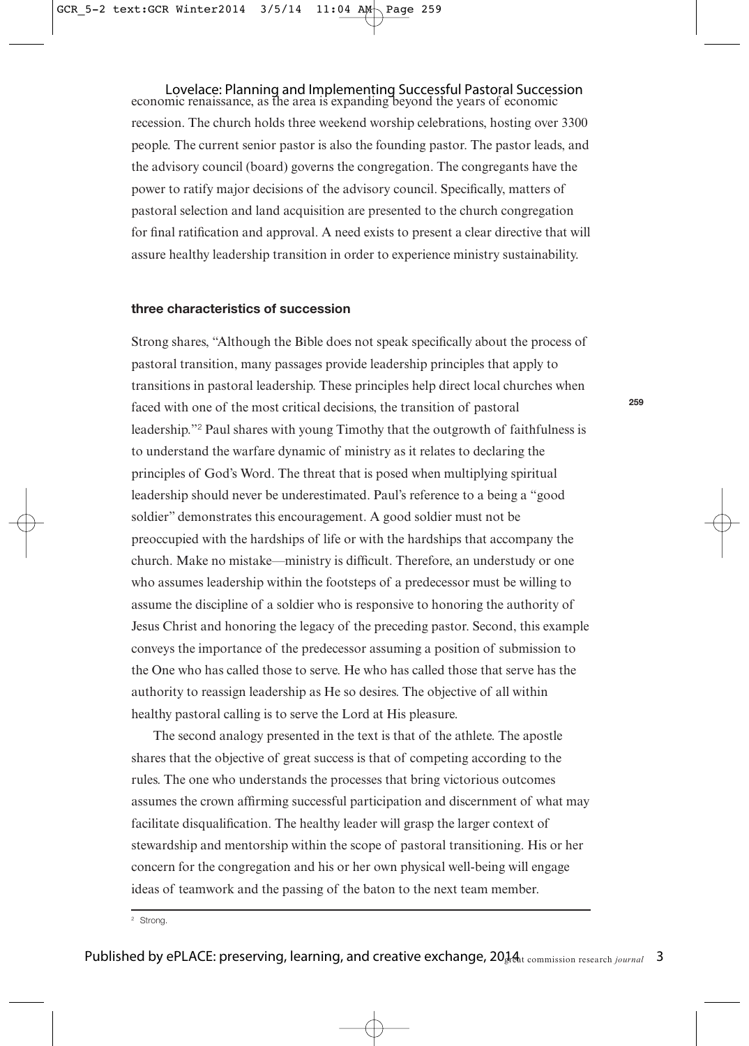economic renaissance, as the area is expanding beyond the years of economic recession. The church holds three weekend worship celebrations, hosting over 3300 people. The current senior pastor is also the founding pastor. The pastor leads, and the advisory council (board) governs the congregation. The congregants have the power to ratify major decisions of the advisory council. Specifically, matters of pastoral selection and land acquisition are presented to the church congregation for final ratification and approval. A need exists to present a clear directive that will assure healthy leadership transition in order to experience ministry sustainability.

## three characteristics of succession

Strong shares, "Although the Bible does not speak specifically about the process of pastoral transition, many passages provide leadership principles that apply to transitions in pastoral leadership. These principles help direct local churches when faced with one of the most critical decisions, the transition of pastoral leadership."[2] Paul shares with young Timothy that the outgrowth of faithfulness is to understand the warfare dynamic of ministry as it relates to declaring the principles of God's Word. The threat that is posed when multiplying spiritual leadership should never be underestimated. Paul's reference to a being a "good soldier" demonstrates this encouragement. A good soldier must not be preoccupied with the hardships of life or with the hardships that accompany the church. Make no mistake—ministry is difficult. Therefore, an understudy or one who assumes leadership within the footsteps of a predecessor must be willing to assume the discipline of a soldier who is responsive to honoring the authority of Jesus Christ and honoring the legacy of the preceding pastor. Second, this example conveys the importance of the predecessor assuming a position of submission to the One who has called those to serve. He who has called those that serve has the authority to reassign leadership as He so desires. The objective of all within healthy pastoral calling is to serve the Lord at His pleasure.

The second analogy presented in the text is that of the athlete. The apostle shares that the objective of great success is that of competing according to the rules. The one who understands the processes that bring victorious outcomes assumes the crown affirming successful participation and discernment of what may facilitate disqualification. The healthy leader will grasp the larger context of stewardship and mentorship within the scope of pastoral transitioning. His or her concern for the congregation and his or her own physical well-being will engage ideas of teamwork and the passing of the baton to the next team member.

[2] Strong.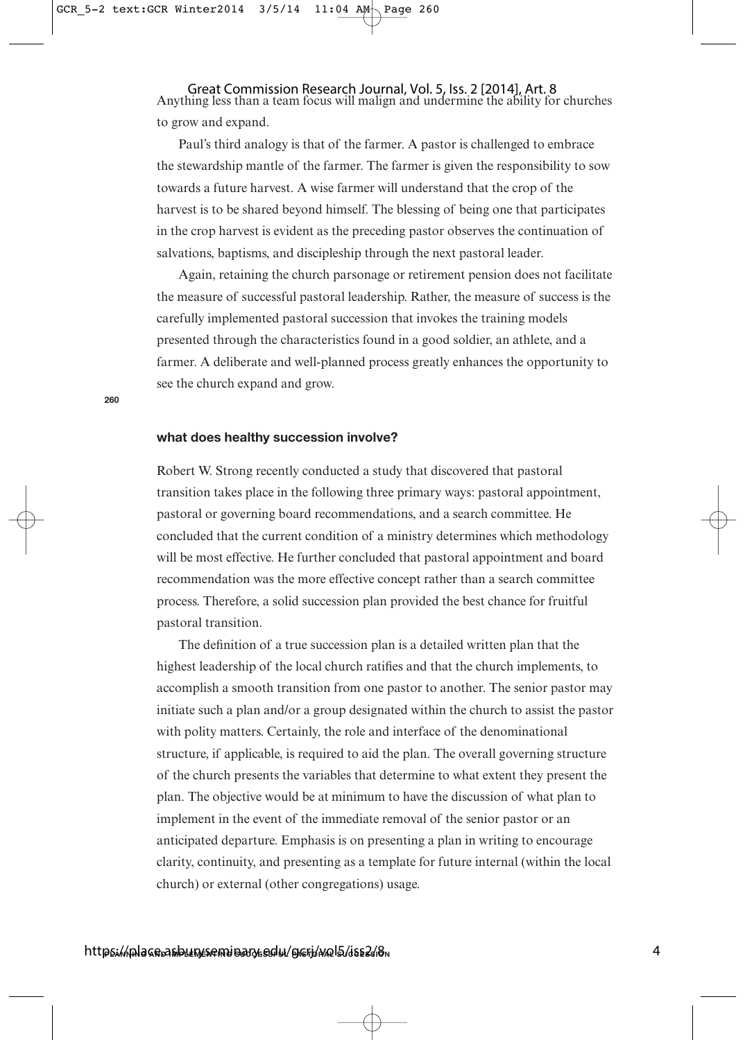Anything less than a team focus will malign and undermine the ability for churches to grow and expand.

Paul's third analogy is that of the farmer. A pastor is challenged to embrace the stewardship mantle of the farmer. The farmer is given the responsibility to sow towards a future harvest. A wise farmer will understand that the crop of the harvest is to be shared beyond himself. The blessing of being one that participates in the crop harvest is evident as the preceding pastor observes the continuation of salvations, baptisms, and discipleship through the next pastoral leader.

Again, retaining the church parsonage or retirement pension does not facilitate the measure of successful pastoral leadership. Rather, the measure of success is the carefully implemented pastoral succession that invokes the training models presented through the characteristics found in a good soldier, an athlete, and a farmer. A deliberate and well-planned process greatly enhances the opportunity to see the church expand and grow.

## what does healthy succession involve?

Robert W. Strong recently conducted a study that discovered that pastoral transition takes place in the following three primary ways: pastoral appointment, pastoral or governing board recommendations, and a search committee. He concluded that the current condition of a ministry determines which methodology will be most effective. He further concluded that pastoral appointment and board recommendation was the more effective concept rather than a search committee process. Therefore, a solid succession plan provided the best chance for fruitful pastoral transition.

The definition of a true succession plan is a detailed written plan that the highest leadership of the local church ratifies and that the church implements, to accomplish a smooth transition from one pastor to another. The senior pastor may initiate such a plan and/or a group designated within the church to assist the pastor with polity matters. Certainly, the role and interface of the denominational structure, if applicable, is required to aid the plan. The overall governing structure of the church presents the variables that determine to what extent they present the plan. The objective would be at minimum to have the discussion of what plan to implement in the event of the immediate removal of the senior pastor or an anticipated departure. Emphasis is on presenting a plan in writing to encourage clarity, continuity, and presenting as a template for future internal (within the local church) or external (other congregations) usage.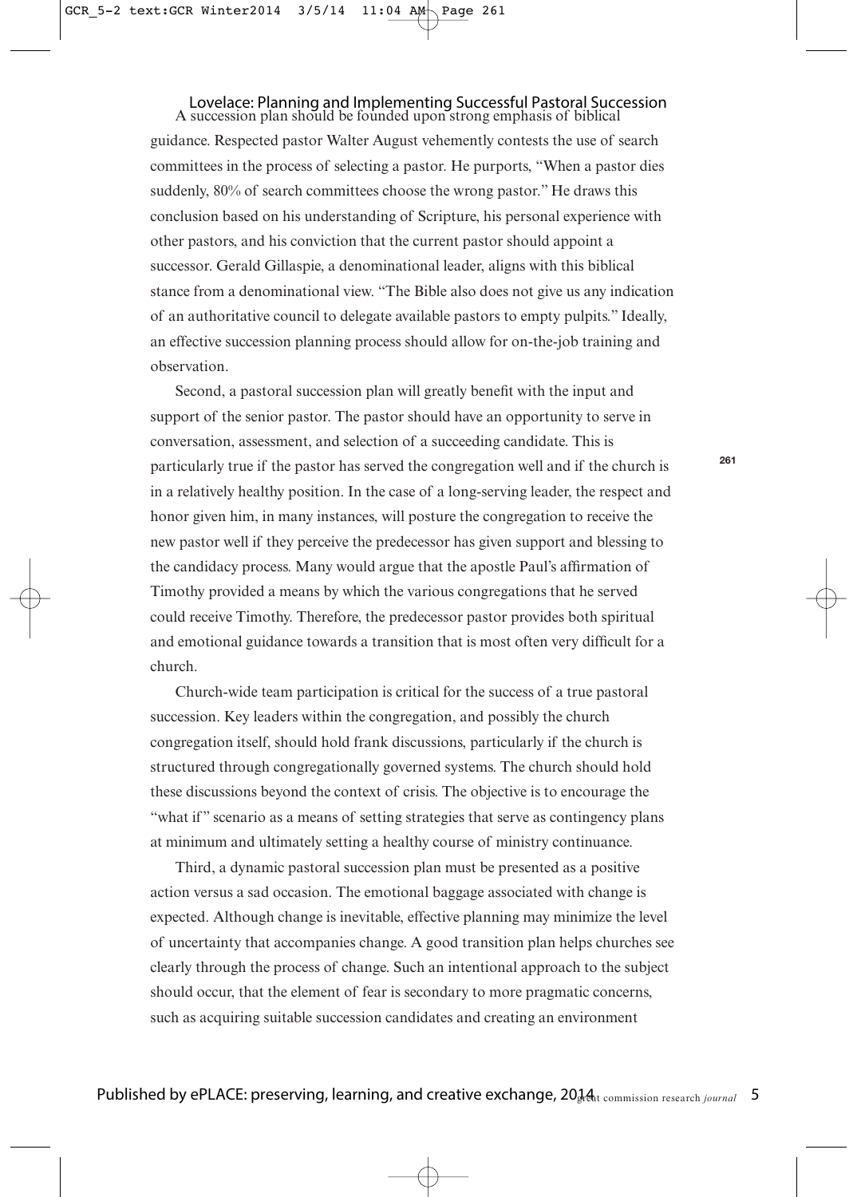A succession plan should be founded upon strong emphasis of biblical guidance. Respected pastor Walter August vehemently contests the use of search committees in the process of selecting a pastor. He purports, "When a pastor dies suddenly, 80% of search committees choose the wrong pastor." He draws this conclusion based on his understanding of Scripture, his personal experience with other pastors, and his conviction that the current pastor should appoint a successor. Gerald Gillaspie, a denominational leader, aligns with this biblical stance from a denominational view. "The Bible also does not give us any indication of an authoritative council to delegate available pastors to empty pulpits." Ideally, an effective succession planning process should allow for on-the-job training and observation.

Second, a pastoral succession plan will greatly benefit with the input and support of the senior pastor. The pastor should have an opportunity to serve in conversation, assessment, and selection of a succeeding candidate. This is particularly true if the pastor has served the congregation well and if the church is in a relatively healthy position. In the case of a long-serving leader, the respect and honor given him, in many instances, will posture the congregation to receive the new pastor well if they perceive the predecessor has given support and blessing to the candidacy process. Many would argue that the apostle Paul's affirmation of Timothy provided a means by which the various congregations that he served could receive Timothy. Therefore, the predecessor pastor provides both spiritual and emotional guidance towards a transition that is most often very difficult for a church.

Church-wide team participation is critical for the success of a true pastoral succession. Key leaders within the congregation, and possibly the church congregation itself, should hold frank discussions, particularly if the church is structured through congregationally governed systems. The church should hold these discussions beyond the context of crisis. The objective is to encourage the "what if" scenario as a means of setting strategies that serve as contingency plans at minimum and ultimately setting a healthy course of ministry continuance.

Third, a dynamic pastoral succession plan must be presented as a positive action versus a sad occasion. The emotional baggage associated with change is expected. Although change is inevitable, effective planning may minimize the level of uncertainty that accompanies change. A good transition plan helps churches see clearly through the process of change. Such an intentional approach to the subject should occur, that the element of fear is secondary to more pragmatic concerns, such as acquiring suitable succession candidates and creating an environment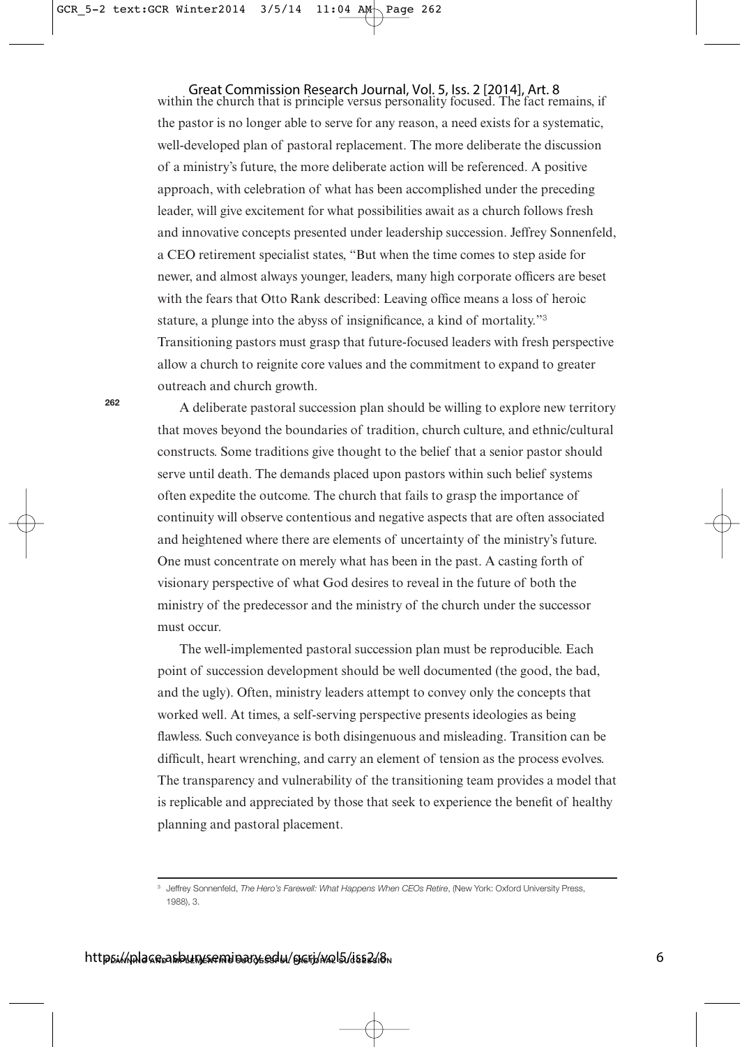within the church that is principle versus personality focused. The fact remains, if the pastor is no longer able to serve for any reason, a need exists for a systematic, well-developed plan of pastoral replacement. The more deliberate the discussion of a ministry's future, the more deliberate action will be referenced. A positive approach, with celebration of what has been accomplished under the preceding leader, will give excitement for what possibilities await as a church follows fresh and innovative concepts presented under leadership succession. Jeffrey Sonnenfeld, a CEO retirement specialist states, "But when the time comes to step aside for newer, and almost always younger, leaders, many high corporate officers are beset with the fears that Otto Rank described: Leaving office means a loss of heroic stature, a plunge into the abyss of insignificance, a kind of mortality."[3] Transitioning pastors must grasp that future-focused leaders with fresh perspective allow a church to reignite core values and the commitment to expand to greater outreach and church growth.

A deliberate pastoral succession plan should be willing to explore new territory that moves beyond the boundaries of tradition, church culture, and ethnic/cultural constructs. Some traditions give thought to the belief that a senior pastor should serve until death. The demands placed upon pastors within such belief systems often expedite the outcome. The church that fails to grasp the importance of continuity will observe contentious and negative aspects that are often associated and heightened where there are elements of uncertainty of the ministry's future. One must concentrate on merely what has been in the past. A casting forth of visionary perspective of what God desires to reveal in the future of both the ministry of the predecessor and the ministry of the church under the successor must occur.

The well-implemented pastoral succession plan must be reproducible. Each point of succession development should be well documented (the good, the bad, and the ugly). Often, ministry leaders attempt to convey only the concepts that worked well. At times, a self-serving perspective presents ideologies as being flawless. Such conveyance is both disingenuous and misleading. Transition can be difficult, heart wrenching, and carry an element of tension as the process evolves. The transparency and vulnerability of the transitioning team provides a model that is replicable and appreciated by those that seek to experience the benefit of healthy planning and pastoral placement.

---

[3] Jeffrey Sonnenfeld, *The Hero's Farewell: What Happens When CEOs Retire*, (New York: Oxford University Press, 1988), 3.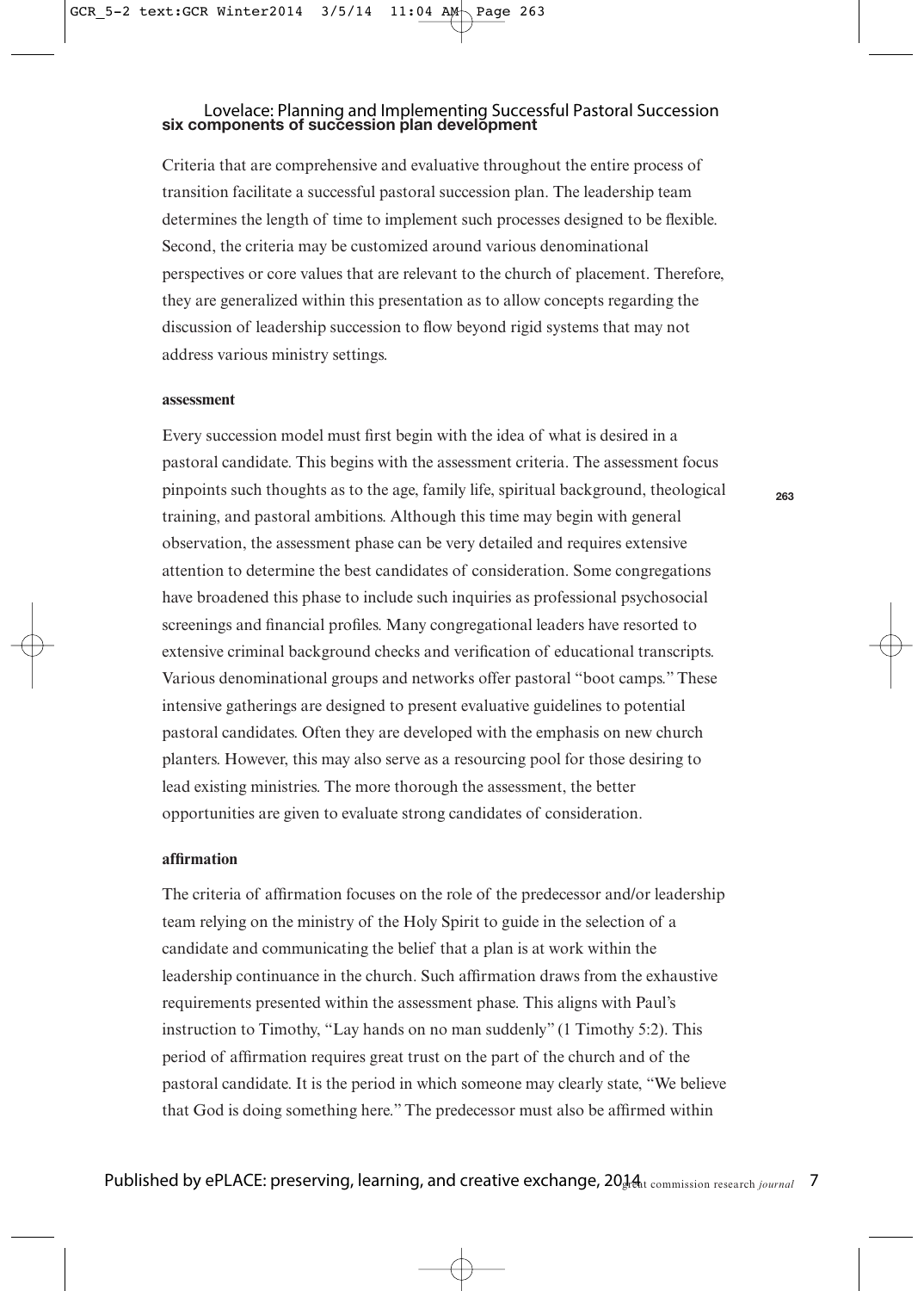## six components of succession plan development

Criteria that are comprehensive and evaluative throughout the entire process of transition facilitate a successful pastoral succession plan. The leadership team determines the length of time to implement such processes designed to be flexible. Second, the criteria may be customized around various denominational perspectives or core values that are relevant to the church of placement. Therefore, they are generalized within this presentation as to allow concepts regarding the discussion of leadership succession to flow beyond rigid systems that may not address various ministry settings.

### assessment

Every succession model must first begin with the idea of what is desired in a pastoral candidate. This begins with the assessment criteria. The assessment focus pinpoints such thoughts as to the age, family life, spiritual background, theological training, and pastoral ambitions. Although this time may begin with general observation, the assessment phase can be very detailed and requires extensive attention to determine the best candidates of consideration. Some congregations have broadened this phase to include such inquiries as professional psychosocial screenings and financial profiles. Many congregational leaders have resorted to extensive criminal background checks and verification of educational transcripts. Various denominational groups and networks offer pastoral "boot camps." These intensive gatherings are designed to present evaluative guidelines to potential pastoral candidates. Often they are developed with the emphasis on new church planters. However, this may also serve as a resourcing pool for those desiring to lead existing ministries. The more thorough the assessment, the better opportunities are given to evaluate strong candidates of consideration.

### affirmation

The criteria of affirmation focuses on the role of the predecessor and/or leadership team relying on the ministry of the Holy Spirit to guide in the selection of a candidate and communicating the belief that a plan is at work within the leadership continuance in the church. Such affirmation draws from the exhaustive requirements presented within the assessment phase. This aligns with Paul's instruction to Timothy, "Lay hands on no man suddenly" (1 Timothy 5:2). This period of affirmation requires great trust on the part of the church and of the pastoral candidate. It is the period in which someone may clearly state, "We believe that God is doing something here." The predecessor must also be affirmed within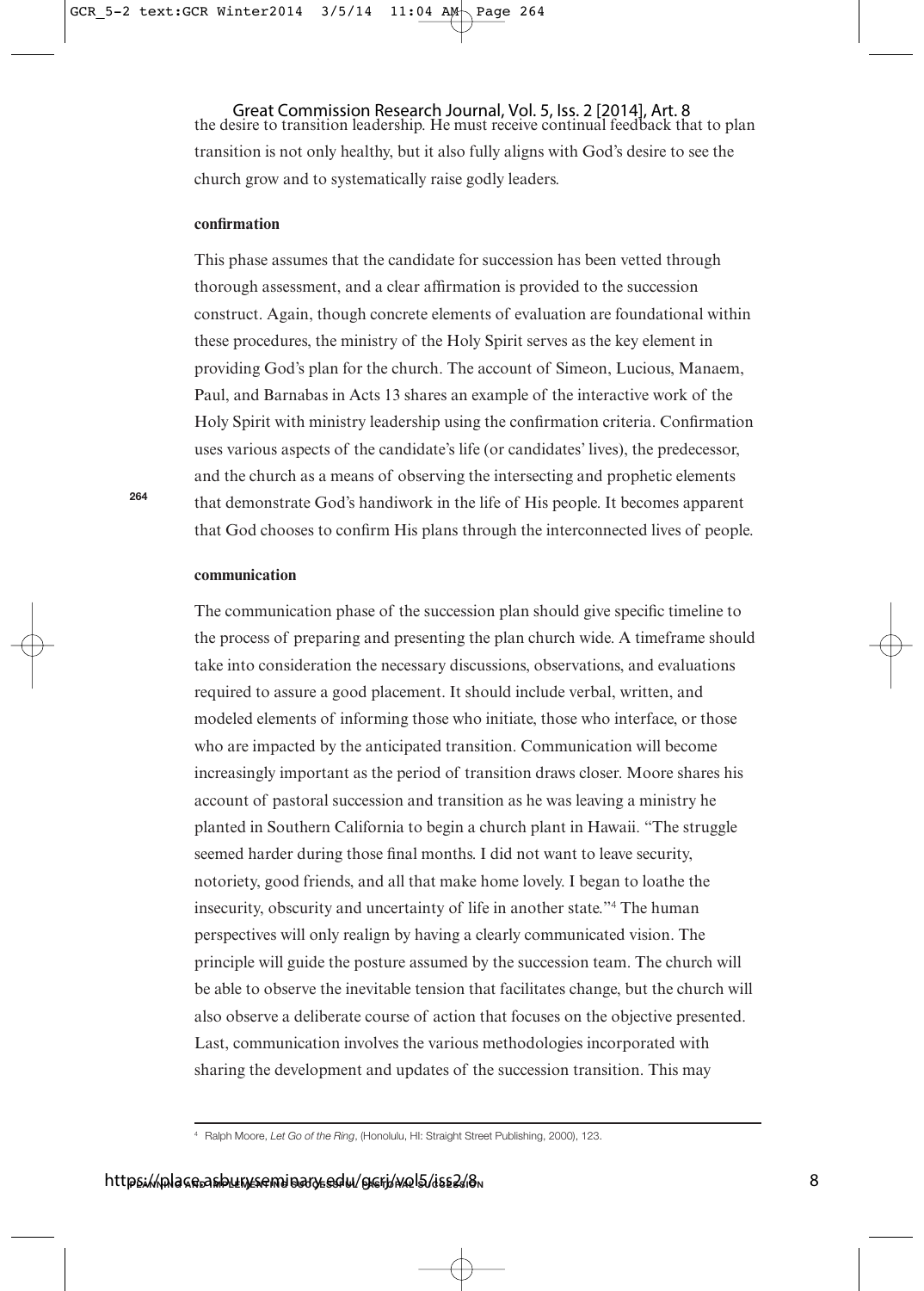the desire to transition leadership. He must receive continual feedback that to plan transition is not only healthy, but it also fully aligns with God's desire to see the church grow and to systematically raise godly leaders.

### confirmation

This phase assumes that the candidate for succession has been vetted through thorough assessment, and a clear affirmation is provided to the succession construct. Again, though concrete elements of evaluation are foundational within these procedures, the ministry of the Holy Spirit serves as the key element in providing God's plan for the church. The account of Simeon, Lucious, Manaem, Paul, and Barnabas in Acts 13 shares an example of the interactive work of the Holy Spirit with ministry leadership using the confirmation criteria. Confirmation uses various aspects of the candidate's life (or candidates' lives), the predecessor, and the church as a means of observing the intersecting and prophetic elements that demonstrate God's handiwork in the life of His people. It becomes apparent that God chooses to confirm His plans through the interconnected lives of people.

### communication

The communication phase of the succession plan should give specific timeline to the process of preparing and presenting the plan church wide. A timeframe should take into consideration the necessary discussions, observations, and evaluations required to assure a good placement. It should include verbal, written, and modeled elements of informing those who initiate, those who interface, or those who are impacted by the anticipated transition. Communication will become increasingly important as the period of transition draws closer. Moore shares his account of pastoral succession and transition as he was leaving a ministry he planted in Southern California to begin a church plant in Hawaii. "The struggle seemed harder during those final months. I did not want to leave security, notoriety, good friends, and all that make home lovely. I began to loathe the insecurity, obscurity and uncertainty of life in another state."[4] The human perspectives will only realign by having a clearly communicated vision. The principle will guide the posture assumed by the succession team. The church will be able to observe the inevitable tension that facilitates change, but the church will also observe a deliberate course of action that focuses on the objective presented. Last, communication involves the various methodologies incorporated with sharing the development and updates of the succession transition. This may

[4] Ralph Moore, *Let Go of the Ring*, (Honolulu, HI: Straight Street Publishing, 2000), 123.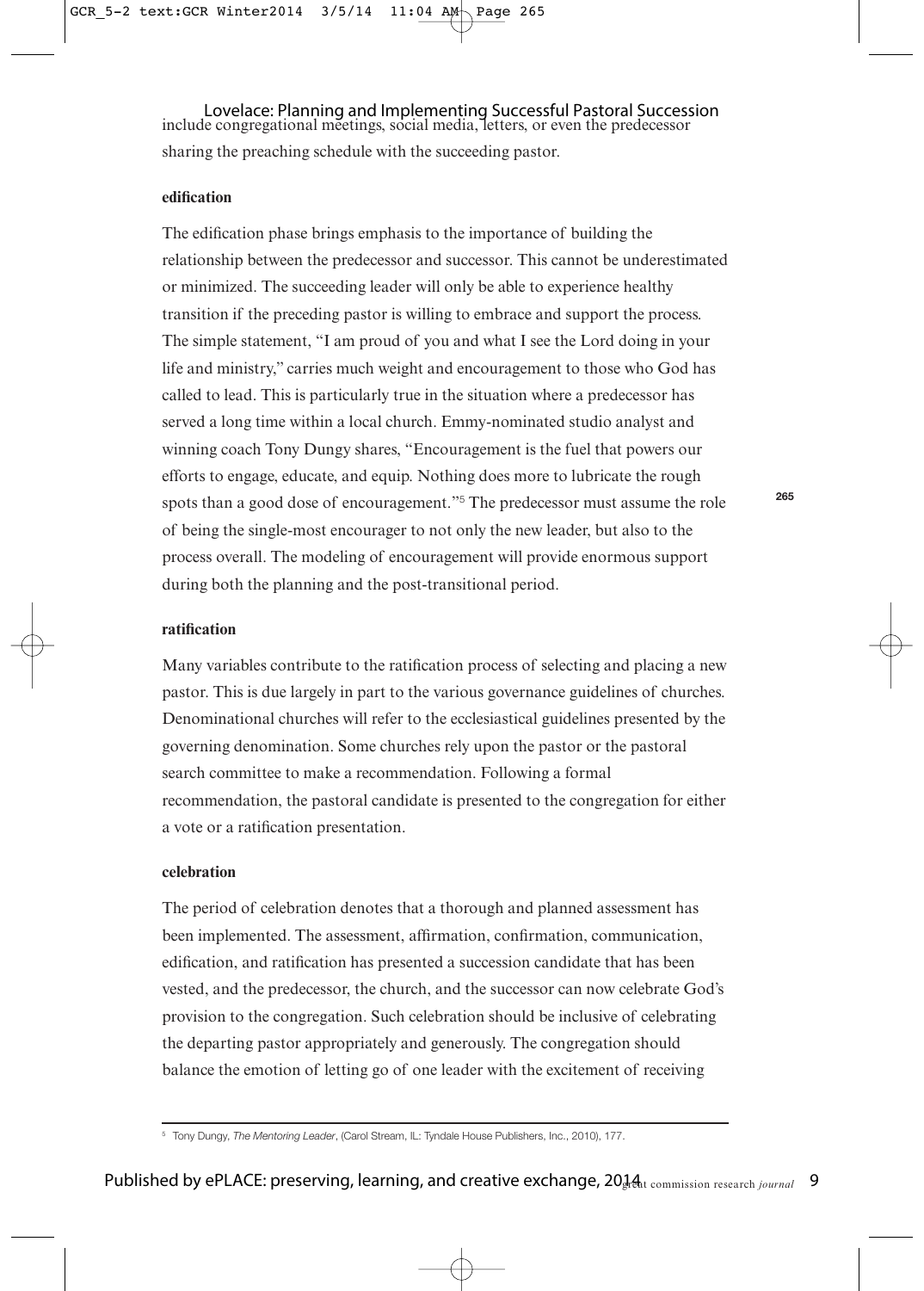include congregational meetings, social media, letters, or even the predecessor sharing the preaching schedule with the succeeding pastor.

**edification**

The edification phase brings emphasis to the importance of building the relationship between the predecessor and successor. This cannot be underestimated or minimized. The succeeding leader will only be able to experience healthy transition if the preceding pastor is willing to embrace and support the process. The simple statement, "I am proud of you and what I see the Lord doing in your life and ministry," carries much weight and encouragement to those who God has called to lead. This is particularly true in the situation where a predecessor has served a long time within a local church. Emmy-nominated studio analyst and winning coach Tony Dungy shares, "Encouragement is the fuel that powers our efforts to engage, educate, and equip. Nothing does more to lubricate the rough spots than a good dose of encouragement."[5] The predecessor must assume the role of being the single-most encourager to not only the new leader, but also to the process overall. The modeling of encouragement will provide enormous support during both the planning and the post-transitional period.

**ratification**

Many variables contribute to the ratification process of selecting and placing a new pastor. This is due largely in part to the various governance guidelines of churches. Denominational churches will refer to the ecclesiastical guidelines presented by the governing denomination. Some churches rely upon the pastor or the pastoral search committee to make a recommendation. Following a formal recommendation, the pastoral candidate is presented to the congregation for either a vote or a ratification presentation.

**celebration**

The period of celebration denotes that a thorough and planned assessment has been implemented. The assessment, affirmation, confirmation, communication, edification, and ratification has presented a succession candidate that has been vested, and the predecessor, the church, and the successor can now celebrate God's provision to the congregation. Such celebration should be inclusive of celebrating the departing pastor appropriately and generously. The congregation should balance the emotion of letting go of one leader with the excitement of receiving

---

[5] Tony Dungy, *The Mentoring Leader*, (Carol Stream, IL: Tyndale House Publishers, Inc., 2010), 177.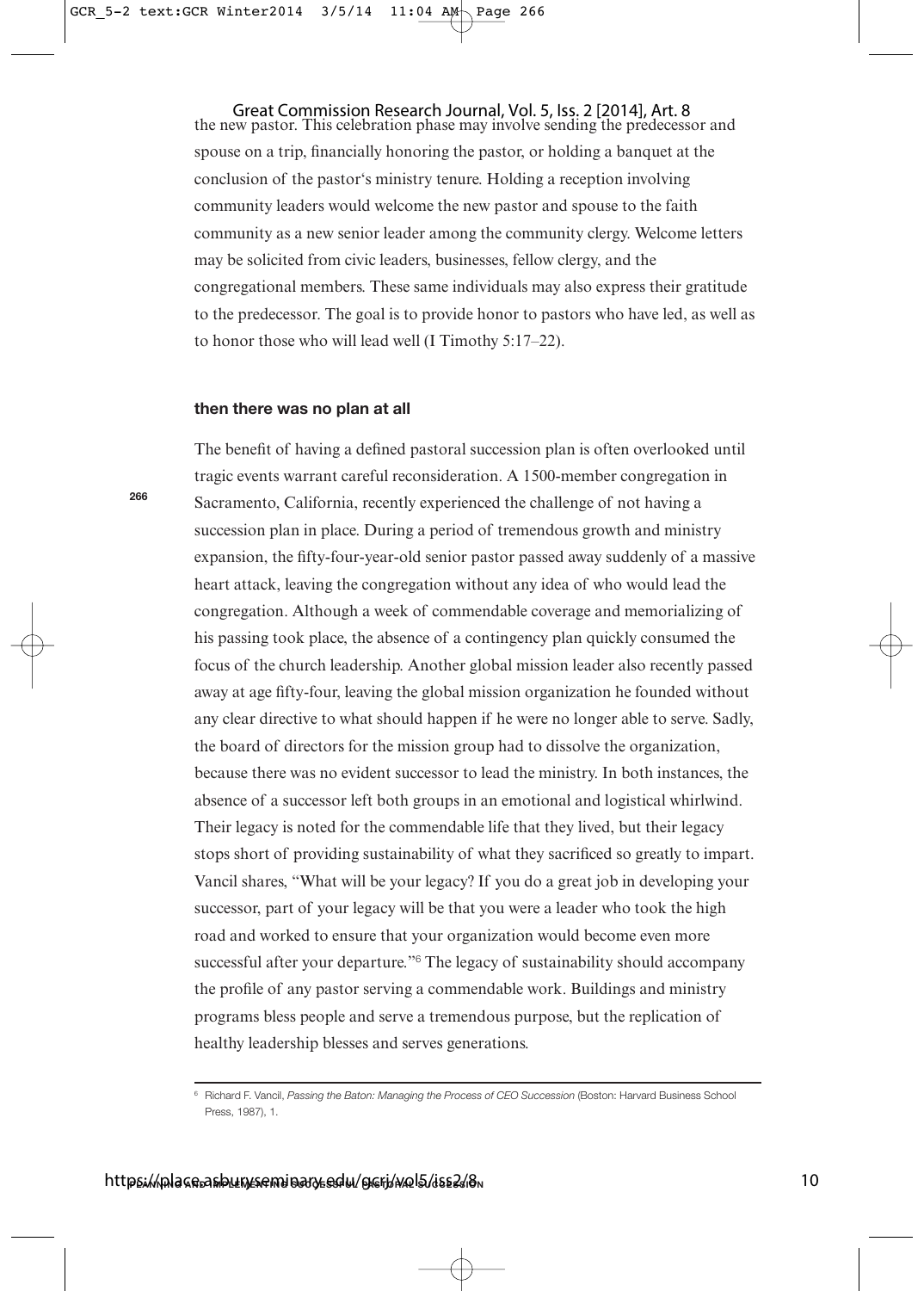the new pastor. This celebration phase may involve sending the predecessor and spouse on a trip, financially honoring the pastor, or holding a banquet at the conclusion of the pastor's ministry tenure. Holding a reception involving community leaders would welcome the new pastor and spouse to the faith community as a new senior leader among the community clergy. Welcome letters may be solicited from civic leaders, businesses, fellow clergy, and the congregational members. These same individuals may also express their gratitude to the predecessor. The goal is to provide honor to pastors who have led, as well as to honor those who will lead well (I Timothy 5:17–22).

### then there was no plan at all

The benefit of having a defined pastoral succession plan is often overlooked until tragic events warrant careful reconsideration. A 1500-member congregation in Sacramento, California, recently experienced the challenge of not having a succession plan in place. During a period of tremendous growth and ministry expansion, the fifty-four-year-old senior pastor passed away suddenly of a massive heart attack, leaving the congregation without any idea of who would lead the congregation. Although a week of commendable coverage and memorializing of his passing took place, the absence of a contingency plan quickly consumed the focus of the church leadership. Another global mission leader also recently passed away at age fifty-four, leaving the global mission organization he founded without any clear directive to what should happen if he were no longer able to serve. Sadly, the board of directors for the mission group had to dissolve the organization, because there was no evident successor to lead the ministry. In both instances, the absence of a successor left both groups in an emotional and logistical whirlwind. Their legacy is noted for the commendable life that they lived, but their legacy stops short of providing sustainability of what they sacrificed so greatly to impart. Vancil shares, "What will be your legacy? If you do a great job in developing your successor, part of your legacy will be that you were a leader who took the high road and worked to ensure that your organization would become even more successful after your departure."[6] The legacy of sustainability should accompany the profile of any pastor serving a commendable work. Buildings and ministry programs bless people and serve a tremendous purpose, but the replication of healthy leadership blesses and serves generations.

---

[6] Richard F. Vancil, *Passing the Baton: Managing the Process of CEO Succession* (Boston: Harvard Business School Press, 1987), 1.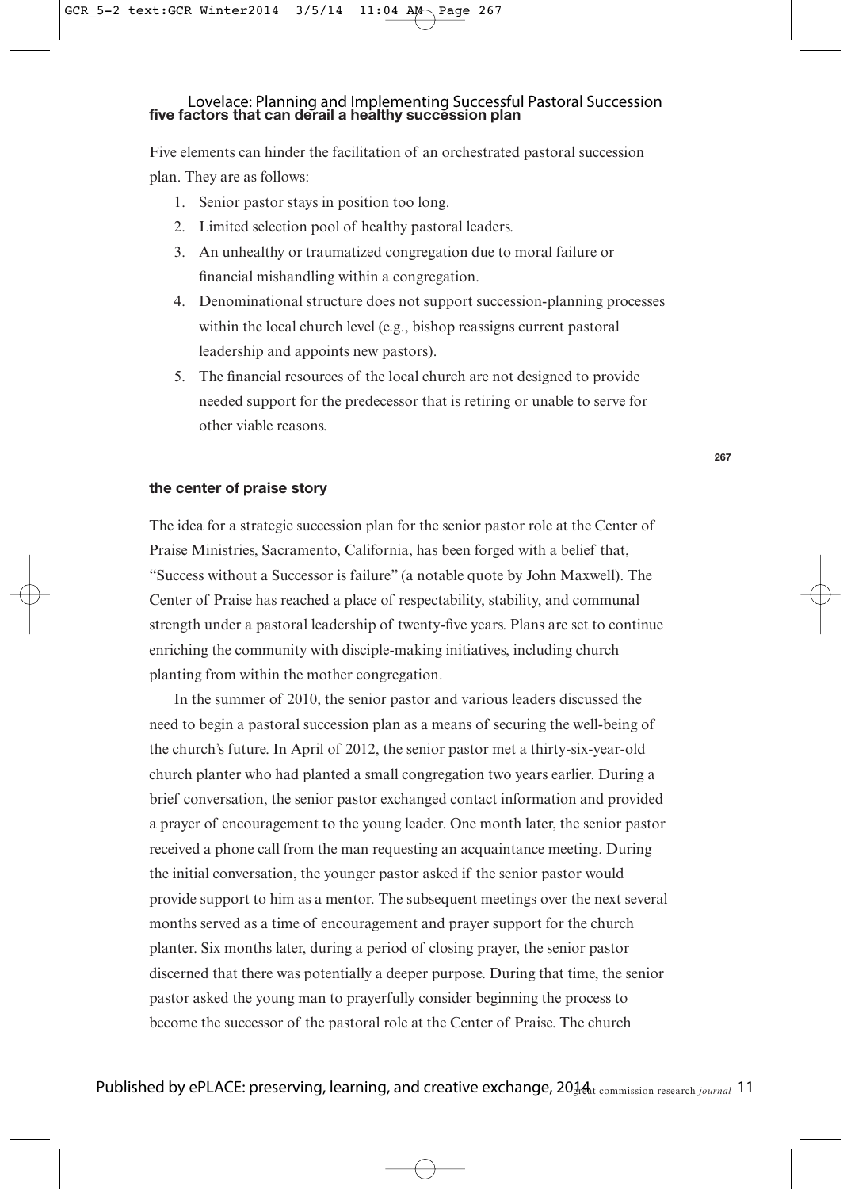## five factors that can derail a healthy succession plan

Five elements can hinder the facilitation of an orchestrated pastoral succession plan. They are as follows:

1. Senior pastor stays in position too long.
2. Limited selection pool of healthy pastoral leaders.
3. An unhealthy or traumatized congregation due to moral failure or financial mishandling within a congregation.
4. Denominational structure does not support succession-planning processes within the local church level (e.g., bishop reassigns current pastoral leadership and appoints new pastors).
5. The financial resources of the local church are not designed to provide needed support for the predecessor that is retiring or unable to serve for other viable reasons.

## the center of praise story

The idea for a strategic succession plan for the senior pastor role at the Center of Praise Ministries, Sacramento, California, has been forged with a belief that, "Success without a Successor is failure" (a notable quote by John Maxwell). The Center of Praise has reached a place of respectability, stability, and communal strength under a pastoral leadership of twenty-five years. Plans are set to continue enriching the community with disciple-making initiatives, including church planting from within the mother congregation.

In the summer of 2010, the senior pastor and various leaders discussed the need to begin a pastoral succession plan as a means of securing the well-being of the church's future. In April of 2012, the senior pastor met a thirty-six-year-old church planter who had planted a small congregation two years earlier. During a brief conversation, the senior pastor exchanged contact information and provided a prayer of encouragement to the young leader. One month later, the senior pastor received a phone call from the man requesting an acquaintance meeting. During the initial conversation, the younger pastor asked if the senior pastor would provide support to him as a mentor. The subsequent meetings over the next several months served as a time of encouragement and prayer support for the church planter. Six months later, during a period of closing prayer, the senior pastor discerned that there was potentially a deeper purpose. During that time, the senior pastor asked the young man to prayerfully consider beginning the process to become the successor of the pastoral role at the Center of Praise. The church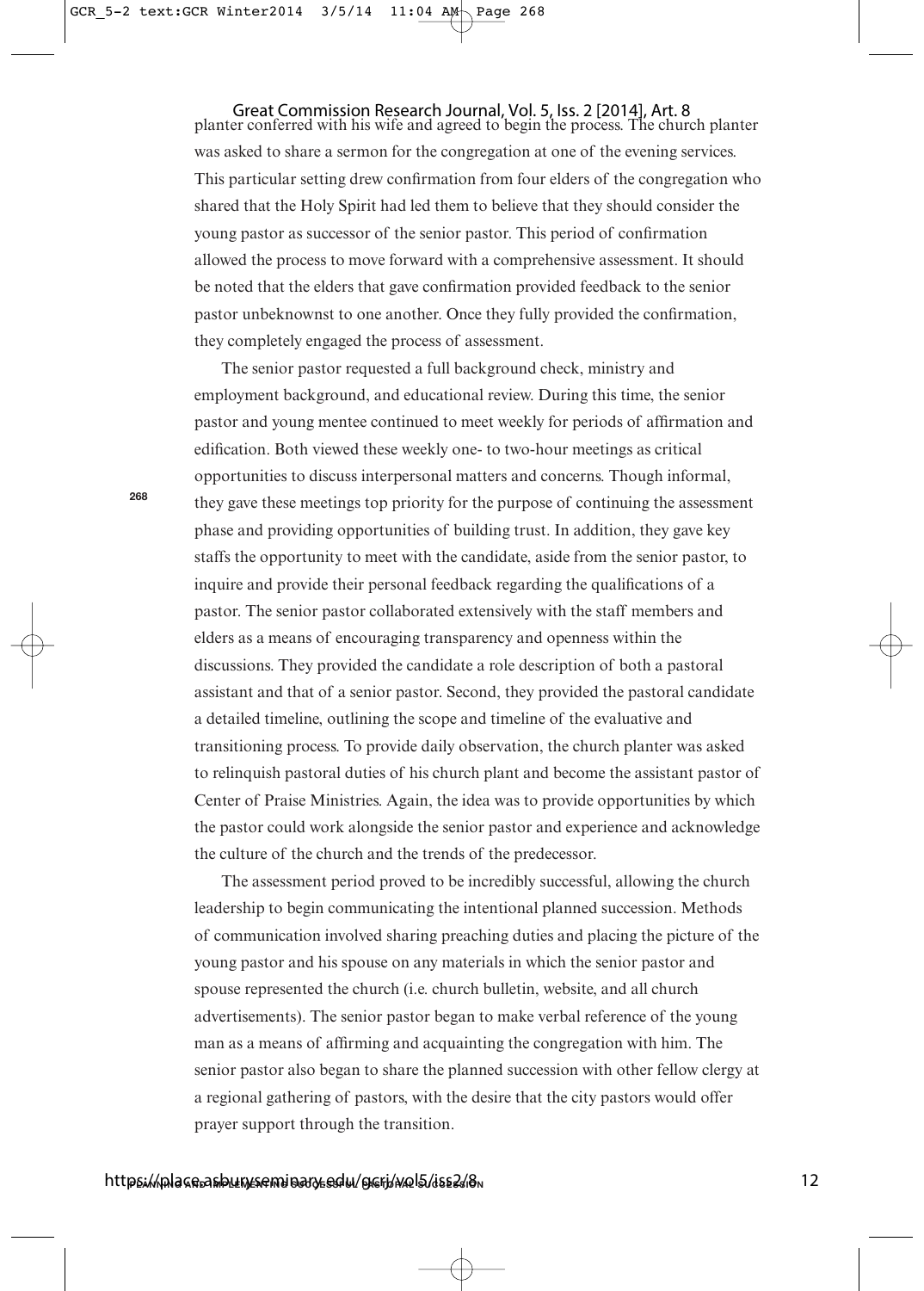planter conferred with his wife and agreed to begin the process. The church planter was asked to share a sermon for the congregation at one of the evening services. This particular setting drew confirmation from four elders of the congregation who shared that the Holy Spirit had led them to believe that they should consider the young pastor as successor of the senior pastor. This period of confirmation allowed the process to move forward with a comprehensive assessment. It should be noted that the elders that gave confirmation provided feedback to the senior pastor unbeknownst to one another. Once they fully provided the confirmation, they completely engaged the process of assessment.

The senior pastor requested a full background check, ministry and employment background, and educational review. During this time, the senior pastor and young mentee continued to meet weekly for periods of affirmation and edification. Both viewed these weekly one- to two-hour meetings as critical opportunities to discuss interpersonal matters and concerns. Though informal, they gave these meetings top priority for the purpose of continuing the assessment phase and providing opportunities of building trust. In addition, they gave key staffs the opportunity to meet with the candidate, aside from the senior pastor, to inquire and provide their personal feedback regarding the qualifications of a pastor. The senior pastor collaborated extensively with the staff members and elders as a means of encouraging transparency and openness within the discussions. They provided the candidate a role description of both a pastoral assistant and that of a senior pastor. Second, they provided the pastoral candidate a detailed timeline, outlining the scope and timeline of the evaluative and transitioning process. To provide daily observation, the church planter was asked to relinquish pastoral duties of his church plant and become the assistant pastor of Center of Praise Ministries. Again, the idea was to provide opportunities by which the pastor could work alongside the senior pastor and experience and acknowledge the culture of the church and the trends of the predecessor.

The assessment period proved to be incredibly successful, allowing the church leadership to begin communicating the intentional planned succession. Methods of communication involved sharing preaching duties and placing the picture of the young pastor and his spouse on any materials in which the senior pastor and spouse represented the church (i.e. church bulletin, website, and all church advertisements). The senior pastor began to make verbal reference of the young man as a means of affirming and acquainting the congregation with him. The senior pastor also began to share the planned succession with other fellow clergy at a regional gathering of pastors, with the desire that the city pastors would offer prayer support through the transition.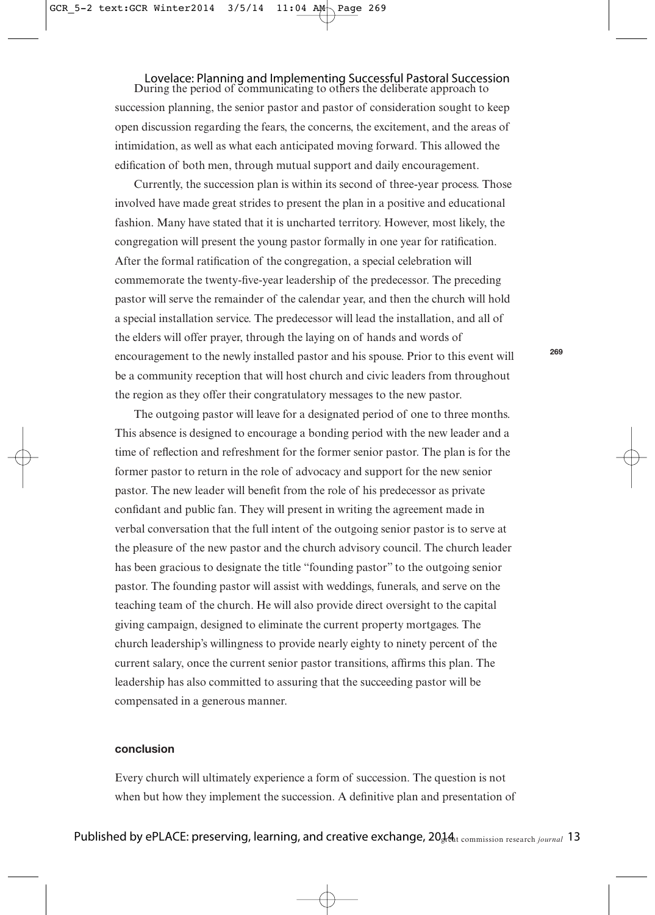During the period of communicating to others the deliberate approach to succession planning, the senior pastor and pastor of consideration sought to keep open discussion regarding the fears, the concerns, the excitement, and the areas of intimidation, as well as what each anticipated moving forward. This allowed the edification of both men, through mutual support and daily encouragement.

Currently, the succession plan is within its second of three-year process. Those involved have made great strides to present the plan in a positive and educational fashion. Many have stated that it is uncharted territory. However, most likely, the congregation will present the young pastor formally in one year for ratification. After the formal ratification of the congregation, a special celebration will commemorate the twenty-five-year leadership of the predecessor. The preceding pastor will serve the remainder of the calendar year, and then the church will hold a special installation service. The predecessor will lead the installation, and all of the elders will offer prayer, through the laying on of hands and words of encouragement to the newly installed pastor and his spouse. Prior to this event will be a community reception that will host church and civic leaders from throughout the region as they offer their congratulatory messages to the new pastor.

The outgoing pastor will leave for a designated period of one to three months. This absence is designed to encourage a bonding period with the new leader and a time of reflection and refreshment for the former senior pastor. The plan is for the former pastor to return in the role of advocacy and support for the new senior pastor. The new leader will benefit from the role of his predecessor as private confidant and public fan. They will present in writing the agreement made in verbal conversation that the full intent of the outgoing senior pastor is to serve at the pleasure of the new pastor and the church advisory council. The church leader has been gracious to designate the title "founding pastor" to the outgoing senior pastor. The founding pastor will assist with weddings, funerals, and serve on the teaching team of the church. He will also provide direct oversight to the capital giving campaign, designed to eliminate the current property mortgages. The church leadership's willingness to provide nearly eighty to ninety percent of the current salary, once the current senior pastor transitions, affirms this plan. The leadership has also committed to assuring that the succeeding pastor will be compensated in a generous manner.

## conclusion

Every church will ultimately experience a form of succession. The question is not when but how they implement the succession. A definitive plan and presentation of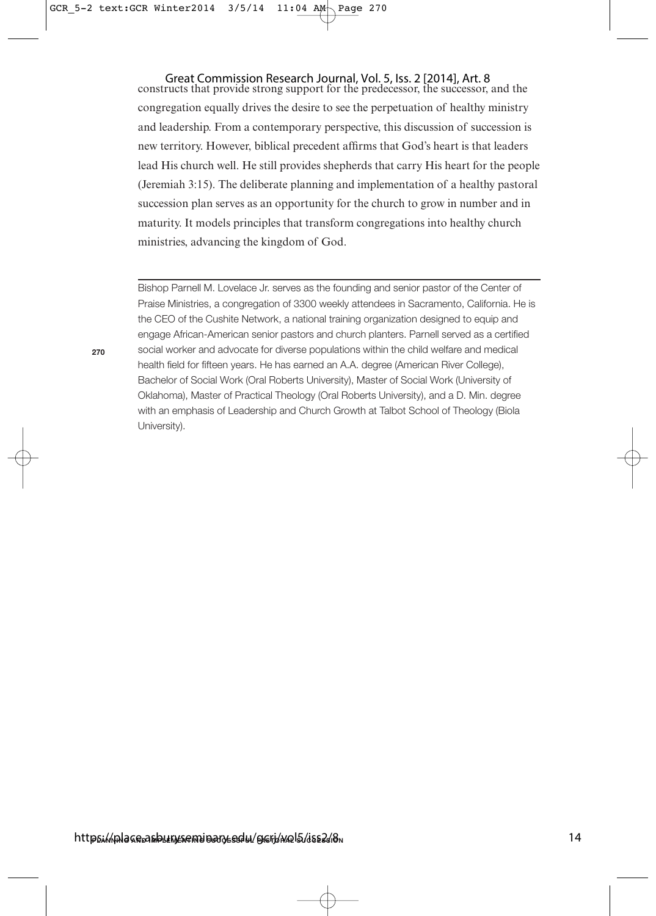constructs that provide strong support for the predecessor, the successor, and the congregation equally drives the desire to see the perpetuation of healthy ministry and leadership. From a contemporary perspective, this discussion of succession is new territory. However, biblical precedent affirms that God's heart is that leaders lead His church well. He still provides shepherds that carry His heart for the people (Jeremiah 3:15). The deliberate planning and implementation of a healthy pastoral succession plan serves as an opportunity for the church to grow in number and in maturity. It models principles that transform congregations into healthy church ministries, advancing the kingdom of God.

---

Bishop Parnell M. Lovelace Jr. serves as the founding and senior pastor of the Center of Praise Ministries, a congregation of 3300 weekly attendees in Sacramento, California. He is the CEO of the Cushite Network, a national training organization designed to equip and engage African-American senior pastors and church planters. Parnell served as a certified social worker and advocate for diverse populations within the child welfare and medical health field for fifteen years. He has earned an A.A. degree (American River College), Bachelor of Social Work (Oral Roberts University), Master of Social Work (University of Oklahoma), Master of Practical Theology (Oral Roberts University), and a D. Min. degree with an emphasis of Leadership and Church Growth at Talbot School of Theology (Biola University).